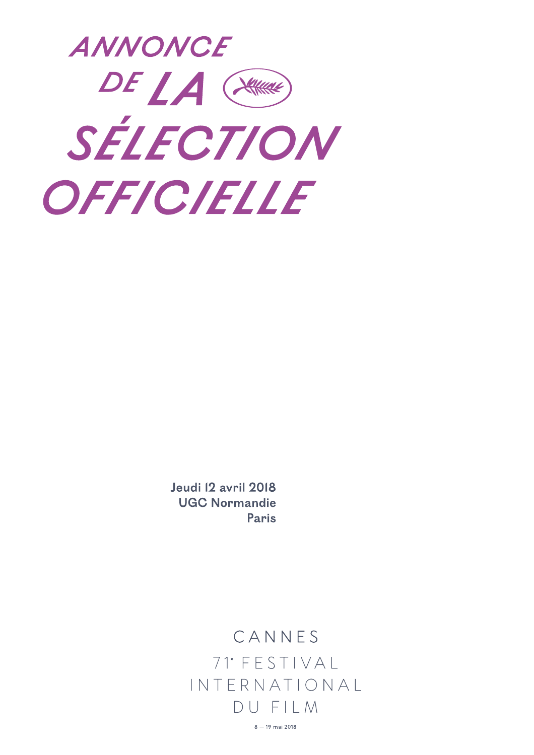# ANNONCE DE LA SÉLECTION OFFICIELLE

**Jeudi 12 avril 2018**
**UGC Normandie**
**Paris**

CANNES
71e FESTIVAL
INTERNATIONAL
DU FILM

8 — 19 mai 2018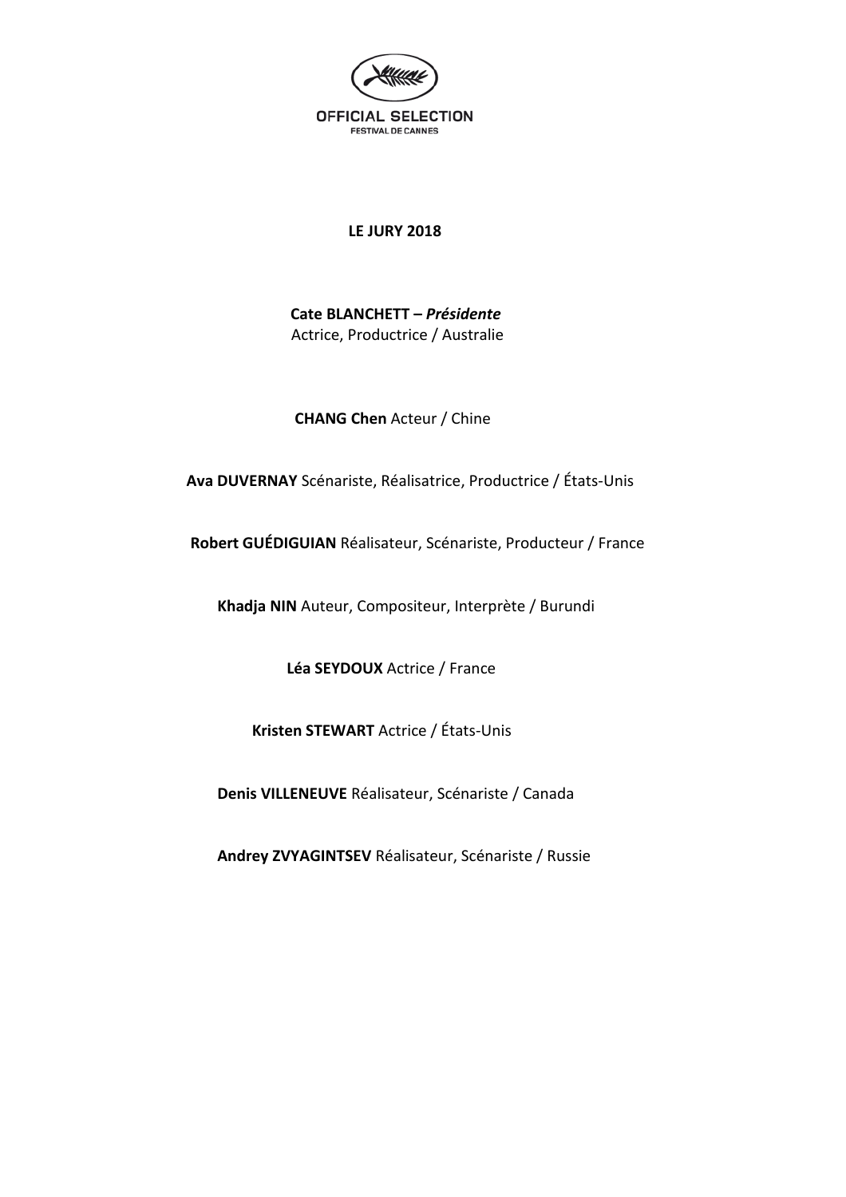OFFICIAL SELECTION
FESTIVAL DE CANNES

# LE JURY 2018

**Cate BLANCHETT – *Présidente***
Actrice, Productrice / Australie

**CHANG Chen** Acteur / Chine

**Ava DUVERNAY** Scénariste, Réalisatrice, Productrice / États-Unis

**Robert GUÉDIGUIAN** Réalisateur, Scénariste, Producteur / France

**Khadja NIN** Auteur, Compositeur, Interprète / Burundi

**Léa SEYDOUX** Actrice / France

**Kristen STEWART** Actrice / États-Unis

**Denis VILLENEUVE** Réalisateur, Scénariste / Canada

**Andrey ZVYAGINTSEV** Réalisateur, Scénariste / Russie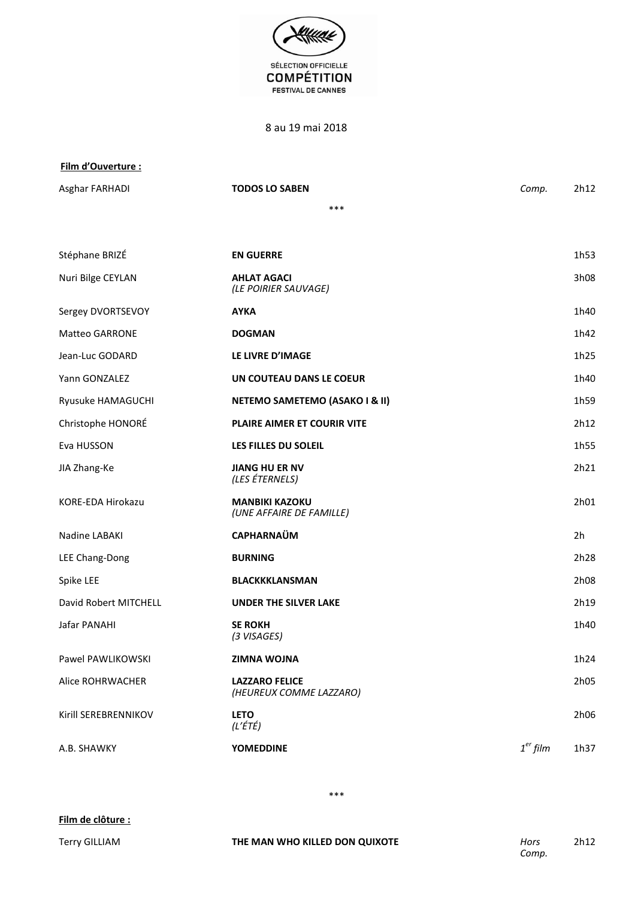SÉLECTION OFFICIELLE
**COMPÉTITION**
FESTIVAL DE CANNES

8 au 19 mai 2018

**Film d'Ouverture :**

| | | | |
|---|---|---|---|
| Asghar FARHADI | **TODOS LO SABEN** | *Comp.* | 2h12 |

\*\*\*

| | | | |
|---|---|---|---|
| Stéphane BRIZÉ | **EN GUERRE** | | 1h53 |
| Nuri Bilge CEYLAN | **AHLAT AGACI** *(LE POIRIER SAUVAGE)* | | 3h08 |
| Sergey DVORTSEVOY | **AYKA** | | 1h40 |
| Matteo GARRONE | **DOGMAN** | | 1h42 |
| Jean-Luc GODARD | **LE LIVRE D'IMAGE** | | 1h25 |
| Yann GONZALEZ | **UN COUTEAU DANS LE COEUR** | | 1h40 |
| Ryusuke HAMAGUCHI | **NETEMO SAMETEMO (ASAKO I & II)** | | 1h59 |
| Christophe HONORÉ | **PLAIRE AIMER ET COURIR VITE** | | 2h12 |
| Eva HUSSON | **LES FILLES DU SOLEIL** | | 1h55 |
| JIA Zhang-Ke | **JIANG HU ER NV** *(LES ÉTERNELS)* | | 2h21 |
| KORE-EDA Hirokazu | **MANBIKI KAZOKU** *(UNE AFFAIRE DE FAMILLE)* | | 2h01 |
| Nadine LABAKI | **CAPHARNAÜM** | | 2h |
| LEE Chang-Dong | **BURNING** | | 2h28 |
| Spike LEE | **BLACKKKLANSMAN** | | 2h08 |
| David Robert MITCHELL | **UNDER THE SILVER LAKE** | | 2h19 |
| Jafar PANAHI | **SE ROKH** *(3 VISAGES)* | | 1h40 |
| Pawel PAWLIKOWSKI | **ZIMNA WOJNA** | | 1h24 |
| Alice ROHRWACHER | **LAZZARO FELICE** *(HEUREUX COMME LAZZARO)* | | 2h05 |
| Kirill SEREBRENNIKOV | **LETO** *(L'ÉTÉ)* | | 2h06 |
| A.B. SHAWKY | **YOMEDDINE** | *1er film* | 1h37 |

\*\*\*

**Film de clôture :**

| | | | |
|---|---|---|---|
| Terry GILLIAM | **THE MAN WHO KILLED DON QUIXOTE** | *Hors Comp.* | 2h12 |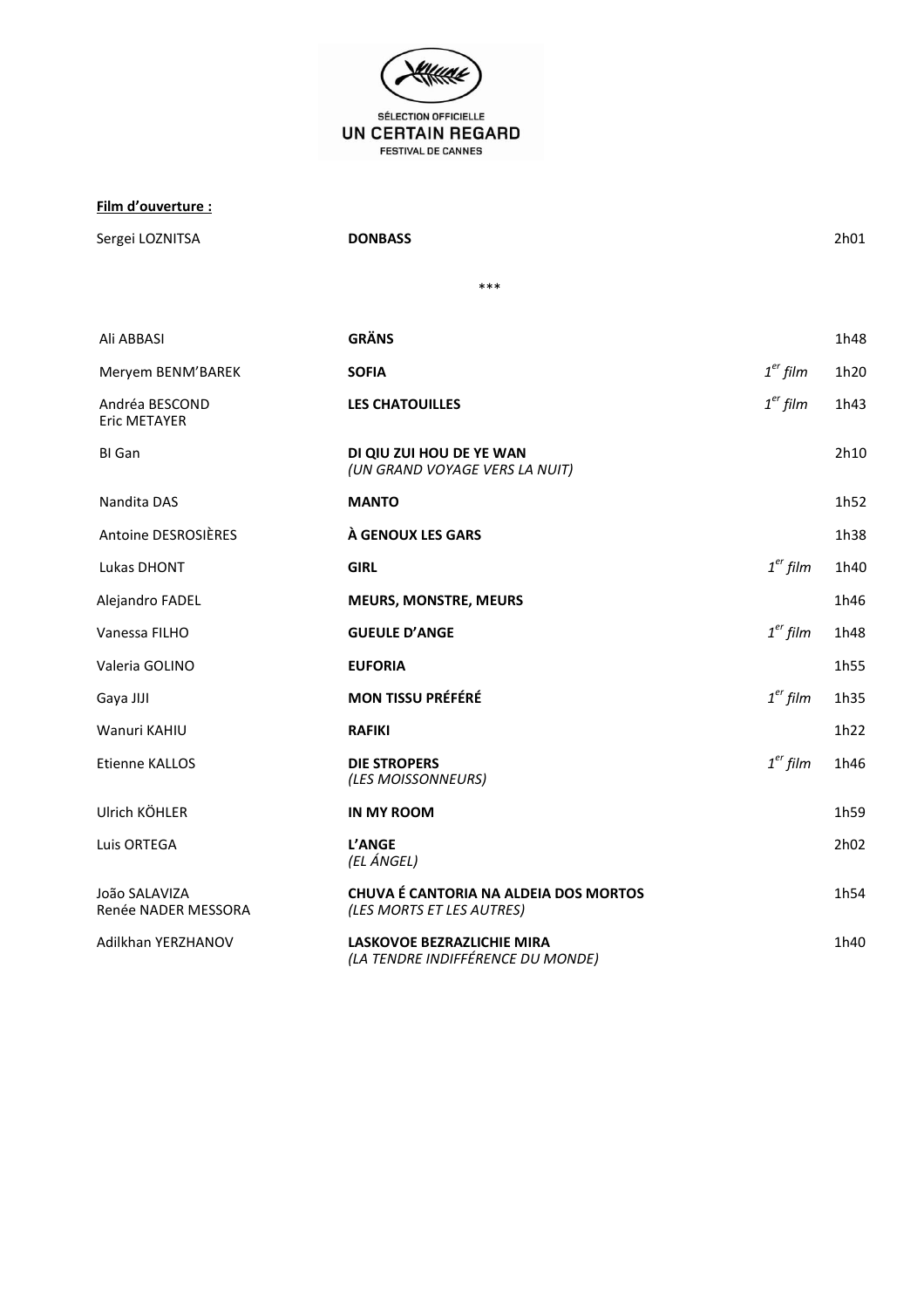SÉLECTION OFFICIELLE
**UN CERTAIN REGARD**
FESTIVAL DE CANNES

**Film d'ouverture :**

| | | | |
|---|---|---|---|
| Sergei LOZNITSA | **DONBASS** | | 2h01 |

\*\*\*

| | | | |
|---|---|---|---|
| Ali ABBASI | **GRÄNS** | | 1h48 |
| Meryem BENM'BAREK | **SOFIA** | *1er film* | 1h20 |
| Andréa BESCOND<br>Eric METAYER | **LES CHATOUILLES** | *1er film* | 1h43 |
| BI Gan | **DI QIU ZUI HOU DE YE WAN**<br>*(UN GRAND VOYAGE VERS LA NUIT)* | | 2h10 |
| Nandita DAS | **MANTO** | | 1h52 |
| Antoine DESROSIÈRES | **À GENOUX LES GARS** | | 1h38 |
| Lukas DHONT | **GIRL** | *1er film* | 1h40 |
| Alejandro FADEL | **MEURS, MONSTRE, MEURS** | | 1h46 |
| Vanessa FILHO | **GUEULE D'ANGE** | *1er film* | 1h48 |
| Valeria GOLINO | **EUFORIA** | | 1h55 |
| Gaya JIJI | **MON TISSU PRÉFÉRÉ** | *1er film* | 1h35 |
| Wanuri KAHIU | **RAFIKI** | | 1h22 |
| Etienne KALLOS | **DIE STROPERS**<br>*(LES MOISSONNEURS)* | *1er film* | 1h46 |
| Ulrich KÖHLER | **IN MY ROOM** | | 1h59 |
| Luis ORTEGA | **L'ANGE**<br>*(EL ÁNGEL)* | | 2h02 |
| João SALAVIZA<br>Renée NADER MESSORA | **CHUVA É CANTORIA NA ALDEIA DOS MORTOS**<br>*(LES MORTS ET LES AUTRES)* | | 1h54 |
| Adilkhan YERZHANOV | **LASKOVOE BEZRAZLICHIE MIRA**<br>*(LA TENDRE INDIFFÉRENCE DU MONDE)* | | 1h40 |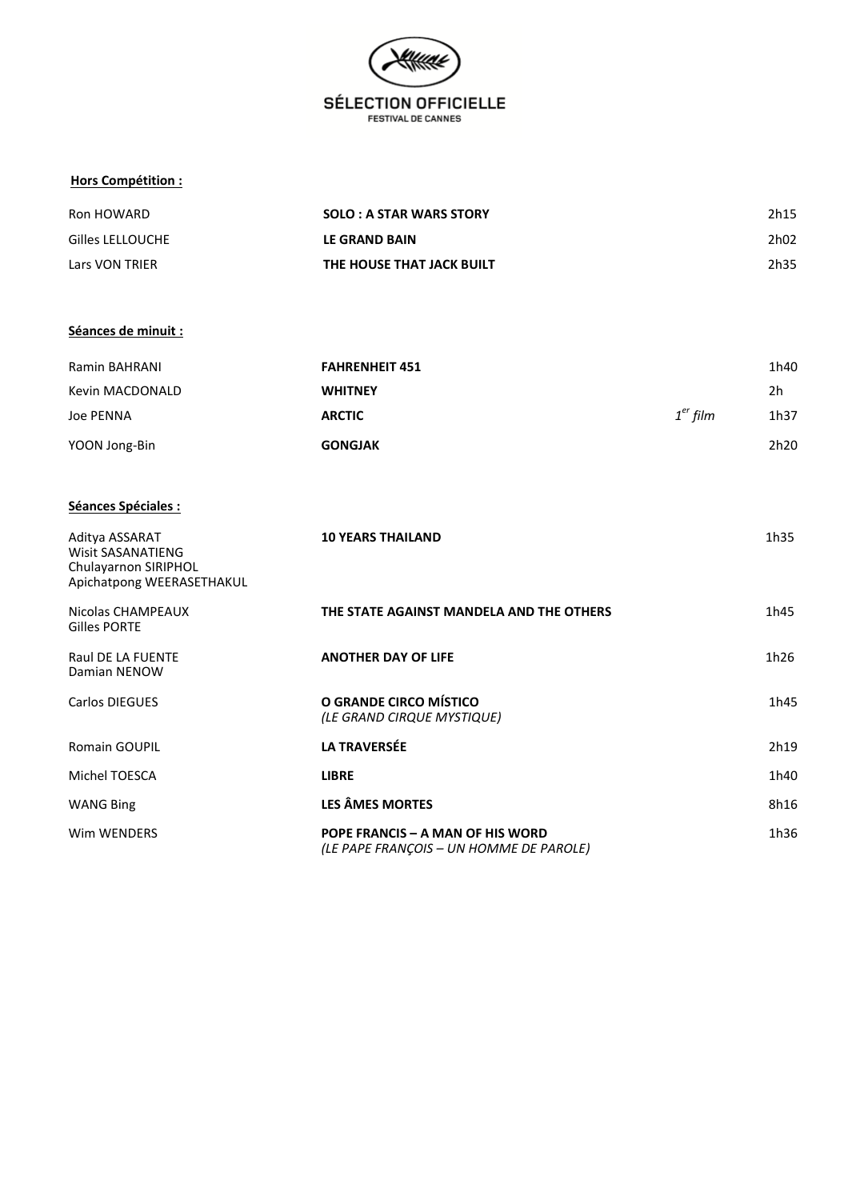**SÉLECTION OFFICIELLE**
FESTIVAL DE CANNES

**Hors Compétition :**

| | | | |
|---|---|---|---|
| Ron HOWARD | **SOLO : A STAR WARS STORY** | | 2h15 |
| Gilles LELLOUCHE | **LE GRAND BAIN** | | 2h02 |
| Lars VON TRIER | **THE HOUSE THAT JACK BUILT** | | 2h35 |

**Séances de minuit :**

| | | | |
|---|---|---|---|
| Ramin BAHRANI | **FAHRENHEIT 451** | | 1h40 |
| Kevin MACDONALD | **WHITNEY** | | 2h |
| Joe PENNA | **ARCTIC** | *1er film* | 1h37 |
| YOON Jong-Bin | **GONGJAK** | | 2h20 |

**Séances Spéciales :**

| | | |
|---|---|---|
| Aditya ASSARAT<br>Wisit SASANATIENG<br>Chulayarnon SIRIPHOL<br>Apichatpong WEERASETHAKUL | **10 YEARS THAILAND** | 1h35 |
| Nicolas CHAMPEAUX<br>Gilles PORTE | **THE STATE AGAINST MANDELA AND THE OTHERS** | 1h45 |
| Raul DE LA FUENTE<br>Damian NENOW | **ANOTHER DAY OF LIFE** | 1h26 |
| Carlos DIEGUES | **O GRANDE CIRCO MÍSTICO**<br>*(LE GRAND CIRQUE MYSTIQUE)* | 1h45 |
| Romain GOUPIL | **LA TRAVERSÉE** | 2h19 |
| Michel TOESCA | **LIBRE** | 1h40 |
| WANG Bing | **LES ÂMES MORTES** | 8h16 |
| Wim WENDERS | **POPE FRANCIS – A MAN OF HIS WORD**<br>*(LE PAPE FRANÇOIS – UN HOMME DE PAROLE)* | 1h36 |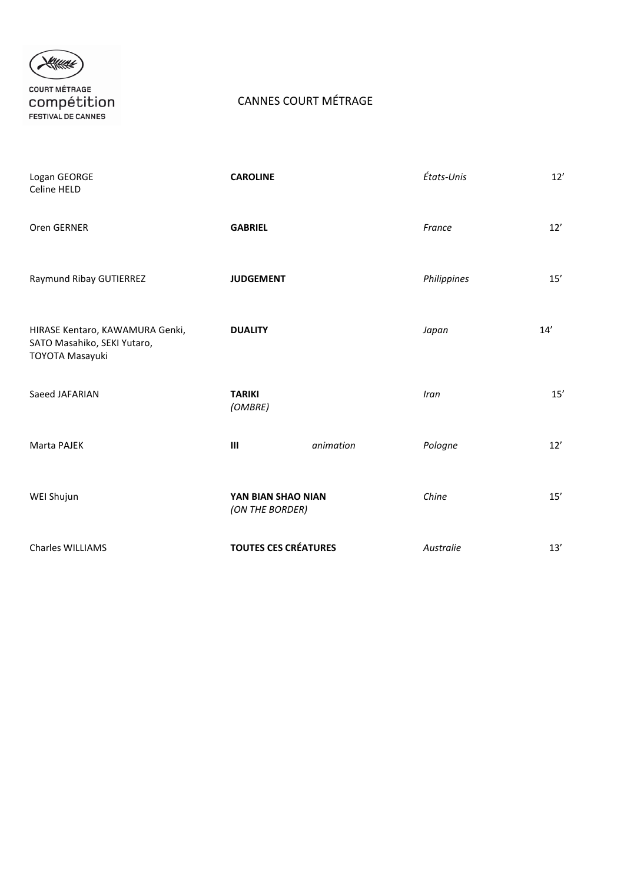COURT MÉTRAGE
compétition
FESTIVAL DE CANNES

# CANNES COURT MÉTRAGE

| | | | | |
|---|---|---|---|---|
| Logan GEORGE<br>Celine HELD | **CAROLINE** | | *États-Unis* | 12’ |
| Oren GERNER | **GABRIEL** | | *France* | 12’ |
| Raymund Ribay GUTIERREZ | **JUDGEMENT** | | *Philippines* | 15’ |
| HIRASE Kentaro, KAWAMURA Genki, SATO Masahiko, SEKI Yutaro, TOYOTA Masayuki | **DUALITY** | | *Japan* | 14’ |
| Saeed JAFARIAN | **TARIKI**<br>*(OMBRE)* | | *Iran* | 15’ |
| Marta PAJEK | **III** | *animation* | *Pologne* | 12’ |
| WEI Shujun | **YAN BIAN SHAO NIAN**<br>*(ON THE BORDER)* | | *Chine* | 15’ |
| Charles WILLIAMS | **TOUTES CES CRÉATURES** | | *Australie* | 13’ |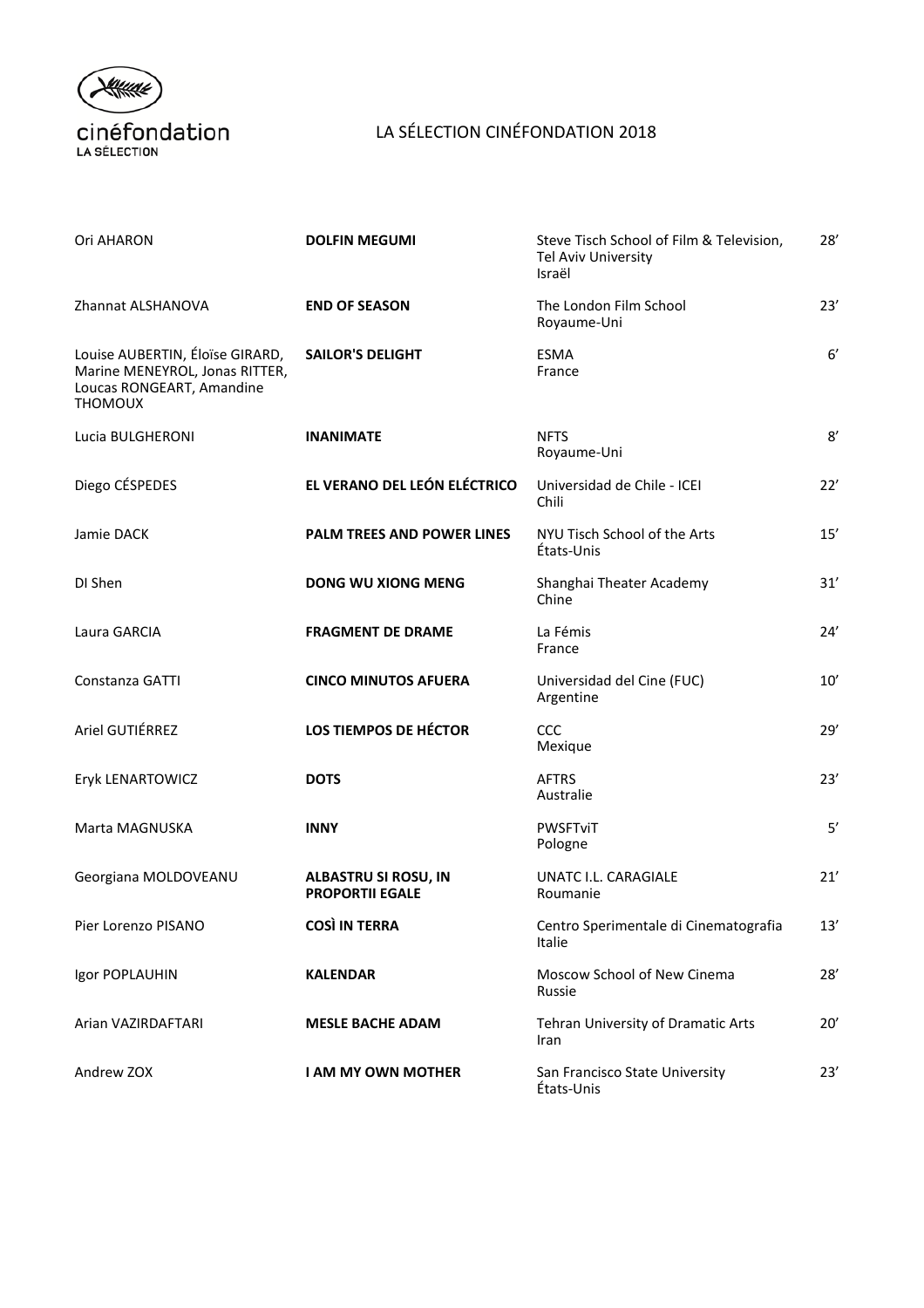cinéfondation
LA SÉLECTION

# LA SÉLECTION CINÉFONDATION 2018

| | | | |
|---|---|---|---|
| Ori AHARON | **DOLFIN MEGUMI** | Steve Tisch School of Film & Television, Tel Aviv University<br>Israël | 28’ |
| Zhannat ALSHANOVA | **END OF SEASON** | The London Film School<br>Royaume-Uni | 23’ |
| Louise AUBERTIN, Éloïse GIRARD, Marine MENEYROL, Jonas RITTER, Loucas RONGEART, Amandine THOMOUX | **SAILOR'S DELIGHT** | ESMA<br>France | 6’ |
| Lucia BULGHERONI | **INANIMATE** | NFTS<br>Royaume-Uni | 8’ |
| Diego CÉSPEDES | **EL VERANO DEL LEÓN ELÉCTRICO** | Universidad de Chile - ICEI<br>Chili | 22’ |
| Jamie DACK | **PALM TREES AND POWER LINES** | NYU Tisch School of the Arts<br>États-Unis | 15’ |
| DI Shen | **DONG WU XIONG MENG** | Shanghai Theater Academy<br>Chine | 31’ |
| Laura GARCIA | **FRAGMENT DE DRAME** | La Fémis<br>France | 24’ |
| Constanza GATTI | **CINCO MINUTOS AFUERA** | Universidad del Cine (FUC)<br>Argentine | 10’ |
| Ariel GUTIÉRREZ | **LOS TIEMPOS DE HÉCTOR** | CCC<br>Mexique | 29’ |
| Eryk LENARTOWICZ | **DOTS** | AFTRS<br>Australie | 23’ |
| Marta MAGNUSKA | **INNY** | PWSFTviT<br>Pologne | 5’ |
| Georgiana MOLDOVEANU | **ALBASTRU SI ROSU, IN PROPORTII EGALE** | UNATC I.L. CARAGIALE<br>Roumanie | 21’ |
| Pier Lorenzo PISANO | **COSÌ IN TERRA** | Centro Sperimentale di Cinematografia<br>Italie | 13’ |
| Igor POPLAUHIN | **KALENDAR** | Moscow School of New Cinema<br>Russie | 28’ |
| Arian VAZIRDAFTARI | **MESLE BACHE ADAM** | Tehran University of Dramatic Arts<br>Iran | 20’ |
| Andrew ZOX | **I AM MY OWN MOTHER** | San Francisco State University<br>États-Unis | 23’ |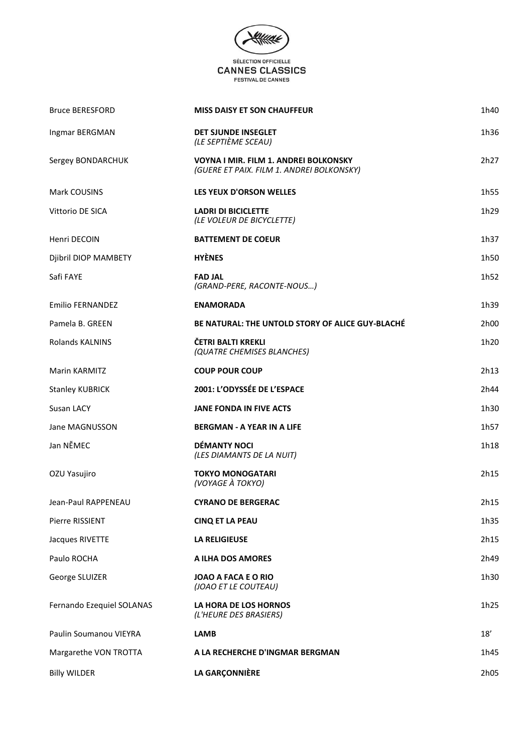SÉLECTION OFFICIELLE
**CANNES CLASSICS**
FESTIVAL DE CANNES

| | | |
|---|---|---|
| Bruce BERESFORD | **MISS DAISY ET SON CHAUFFEUR** | 1h40 |
| Ingmar BERGMAN | **DET SJUNDE INSEGLET**<br>*(LE SEPTIÈME SCEAU)* | 1h36 |
| Sergey BONDARCHUK | **VOYNA I MIR. FILM 1. ANDREI BOLKONSKY**<br>*(GUERE ET PAIX. FILM 1. ANDREI BOLKONSKY)* | 2h27 |
| Mark COUSINS | **LES YEUX D'ORSON WELLES** | 1h55 |
| Vittorio DE SICA | **LADRI DI BICICLETTE**<br>*(LE VOLEUR DE BICYCLETTE)* | 1h29 |
| Henri DECOIN | **BATTEMENT DE COEUR** | 1h37 |
| Djibril DIOP MAMBETY | **HYÈNES** | 1h50 |
| Safi FAYE | **FAD JAL**<br>*(GRAND-PERE, RACONTE-NOUS…)* | 1h52 |
| Emilio FERNANDEZ | **ENAMORADA** | 1h39 |
| Pamela B. GREEN | **BE NATURAL: THE UNTOLD STORY OF ALICE GUY-BLACHÉ** | 2h00 |
| Rolands KALNINS | **ČETRI BALTI KREKLI**<br>*(QUATRE CHEMISES BLANCHES)* | 1h20 |
| Marin KARMITZ | **COUP POUR COUP** | 2h13 |
| Stanley KUBRICK | **2001: L'ODYSSÉE DE L'ESPACE** | 2h44 |
| Susan LACY | **JANE FONDA IN FIVE ACTS** | 1h30 |
| Jane MAGNUSSON | **BERGMAN - A YEAR IN A LIFE** | 1h57 |
| Jan NĚMEC | **DÉMANTY NOCI**<br>*(LES DIAMANTS DE LA NUIT)* | 1h18 |
| OZU Yasujiro | **TOKYO MONOGATARI**<br>*(VOYAGE À TOKYO)* | 2h15 |
| Jean-Paul RAPPENEAU | **CYRANO DE BERGERAC** | 2h15 |
| Pierre RISSIENT | **CINQ ET LA PEAU** | 1h35 |
| Jacques RIVETTE | **LA RELIGIEUSE** | 2h15 |
| Paulo ROCHA | **A ILHA DOS AMORES** | 2h49 |
| George SLUIZER | **JOAO A FACA E O RIO**<br>*(JOAO ET LE COUTEAU)* | 1h30 |
| Fernando Ezequiel SOLANAS | **LA HORA DE LOS HORNOS**<br>*(L'HEURE DES BRASIERS)* | 1h25 |
| Paulin Soumanou VIEYRA | **LAMB** | 18' |
| Margarethe VON TROTTA | **A LA RECHERCHE D'INGMAR BERGMAN** | 1h45 |
| Billy WILDER | **LA GARÇONNIÈRE** | 2h05 |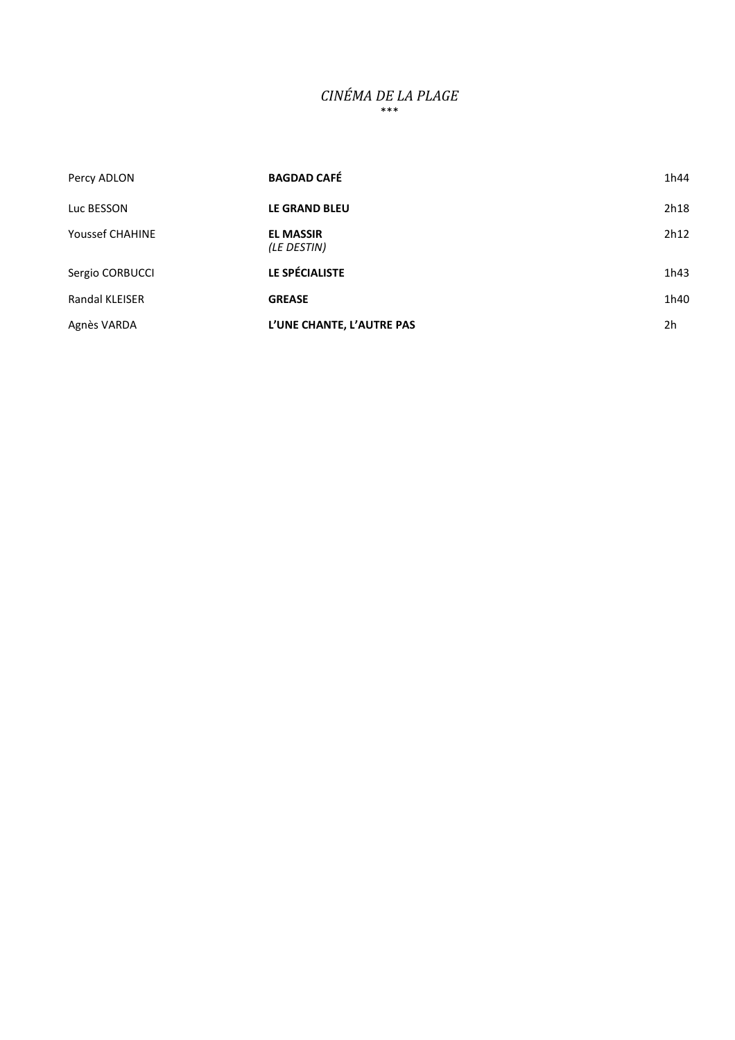*CINÉMA DE LA PLAGE*

\*\*\*

| | | |
|---|---|---|
| Percy ADLON | **BAGDAD CAFÉ** | 1h44 |
| Luc BESSON | **LE GRAND BLEU** | 2h18 |
| Youssef CHAHINE | **EL MASSIR**<br>*(LE DESTIN)* | 2h12 |
| Sergio CORBUCCI | **LE SPÉCIALISTE** | 1h43 |
| Randal KLEISER | **GREASE** | 1h40 |
| Agnès VARDA | **L'UNE CHANTE, L'AUTRE PAS** | 2h |